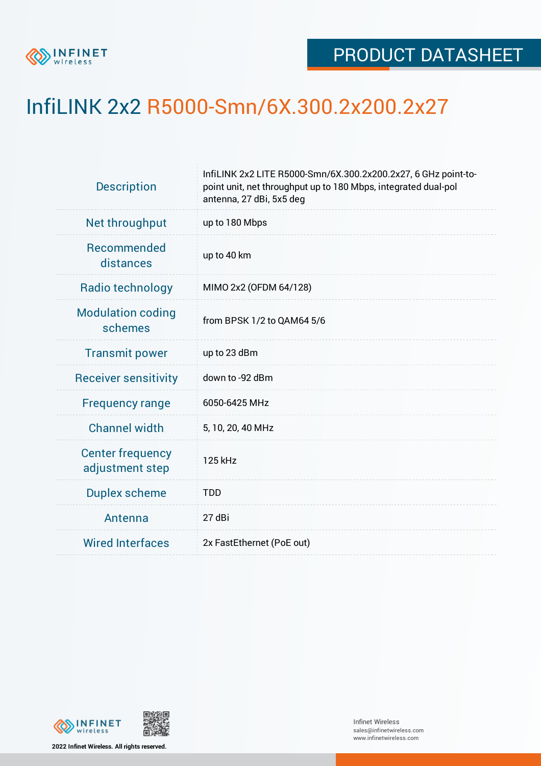PRODUCT DATASHEET

# InfiLINK 2x2 R5000-Smn/6X.300.2x200.2x27

| | |
|---|---|
| Description | InfiLINK 2x2 LITE R5000-Smn/6X.300.2x200.2x27, 6 GHz point-to-point unit, net throughput up to 180 Mbps, integrated dual-pol antenna, 27 dBi, 5x5 deg |
| Net throughput | up to 180 Mbps |
| Recommended distances | up to 40 km |
| Radio technology | MIMO 2x2 (OFDM 64/128) |
| Modulation coding schemes | from BPSK 1/2 to QAM64 5/6 |
| Transmit power | up to 23 dBm |
| Receiver sensitivity | down to -92 dBm |
| Frequency range | 6050-6425 MHz |
| Channel width | 5, 10, 20, 40 MHz |
| Center frequency adjustment step | 125 kHz |
| Duplex scheme | TDD |
| Antenna | 27 dBi |
| Wired Interfaces | 2x FastEthernet (PoE out) |

2022 Infinet Wireless. All rights reserved.

Infinet Wireless
sales@infinetwireless.com
www.infinetwireless.com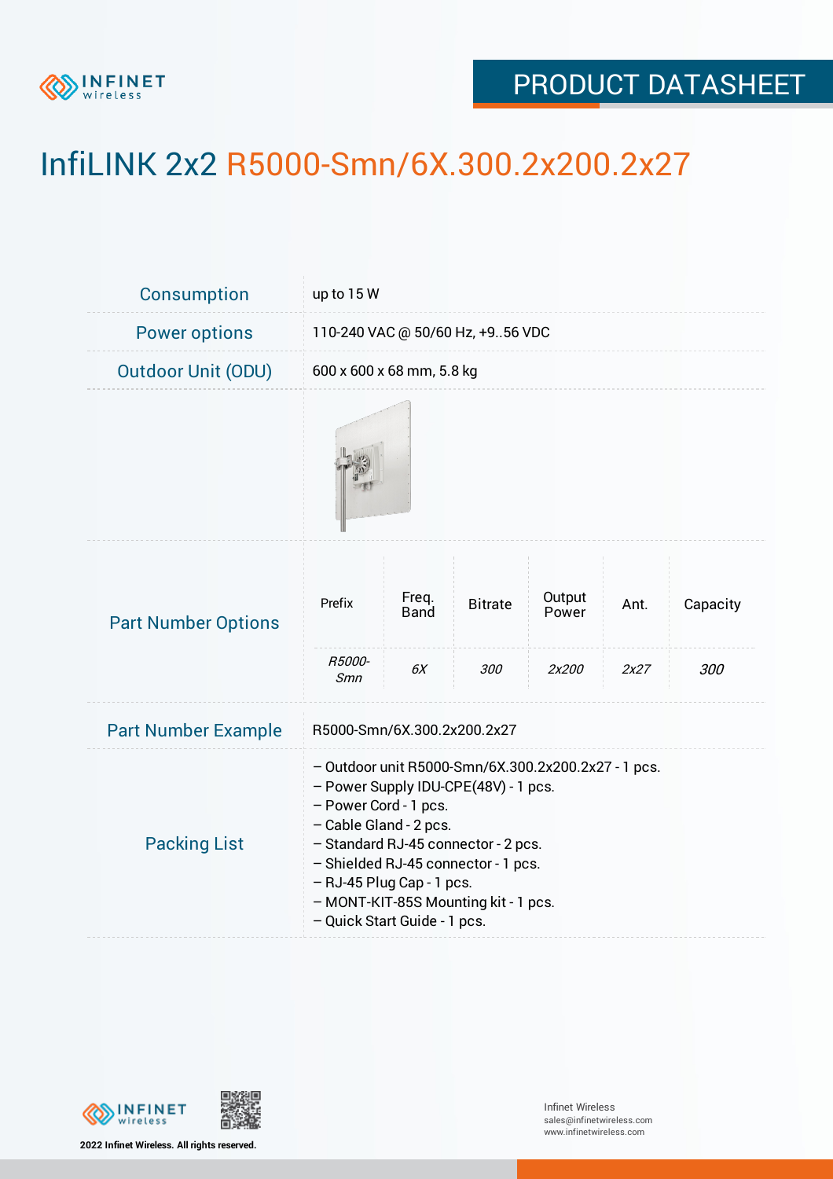# InfiLINK 2x2 R5000-Smn/6X.300.2x200.2x27

| | |
|---|---|
| Consumption | up to 15 W |
| Power options | 110-240 VAC @ 50/60 Hz, +9..56 VDC |
| Outdoor Unit (ODU) | 600 x 600 x 68 mm, 5.8 kg |

**Part Number Options**

| Prefix | Freq. Band | Bitrate | Output Power | Ant. | Capacity |
|---|---|---|---|---|---|
| *R5000-Smn* | *6X* | *300* | *2x200* | *2x27* | *300* |

| | |
|---|---|
| Part Number Example | R5000-Smn/6X.300.2x200.2x27 |

**Packing List**

- Outdoor unit R5000-Smn/6X.300.2x200.2x27 - 1 pcs.
- Power Supply IDU-CPE(48V) - 1 pcs.
- Power Cord - 1 pcs.
- Cable Gland - 2 pcs.
- Standard RJ-45 connector - 2 pcs.
- Shielded RJ-45 connector - 1 pcs.
- RJ-45 Plug Cap - 1 pcs.
- MONT-KIT-85S Mounting kit - 1 pcs.
- Quick Start Guide - 1 pcs.

2022 Infinet Wireless. All rights reserved.

Infinet Wireless
sales@infinetwireless.com
www.infinetwireless.com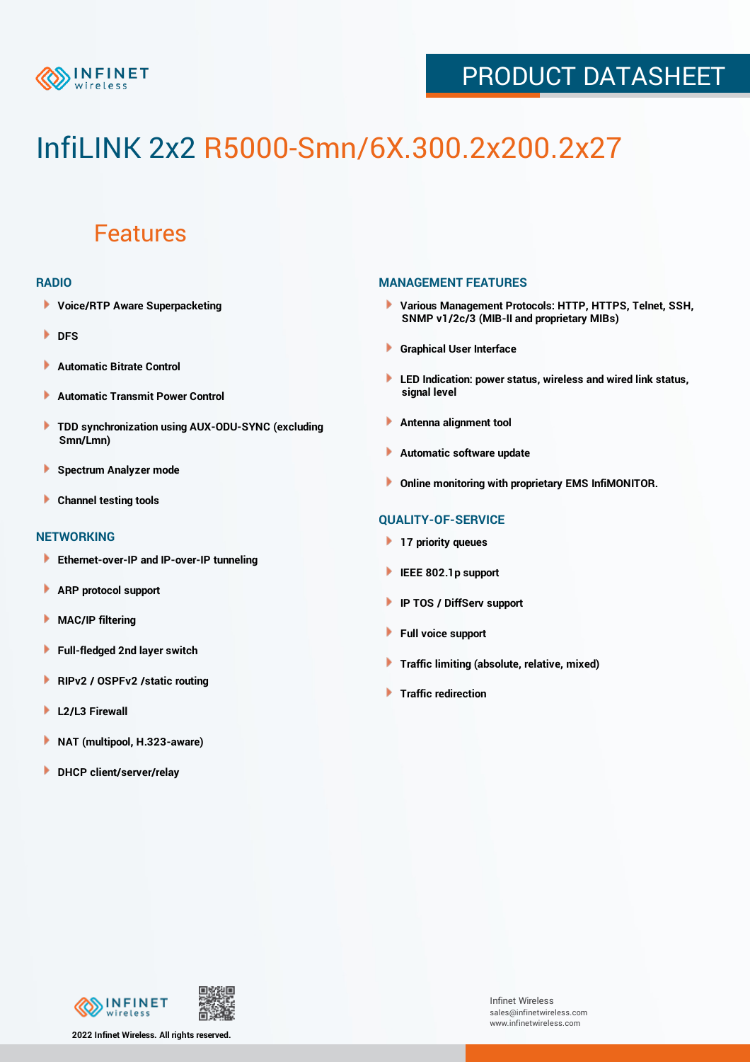# InfiLINK 2x2 R5000-Smn/6X.300.2x200.2x27

## Features

### RADIO

- Voice/RTP Aware Superpacketing
- DFS
- Automatic Bitrate Control
- Automatic Transmit Power Control
- TDD synchronization using AUX-ODU-SYNC (excluding Smn/Lmn)
- Spectrum Analyzer mode
- Channel testing tools

### NETWORKING

- Ethernet-over-IP and IP-over-IP tunneling
- ARP protocol support
- MAC/IP filtering
- Full-fledged 2nd layer switch
- RIPv2 / OSPFv2 /static routing
- L2/L3 Firewall
- NAT (multipool, H.323-aware)
- DHCP client/server/relay

### MANAGEMENT FEATURES

- Various Management Protocols: HTTP, HTTPS, Telnet, SSH, SNMP v1/2c/3 (MIB-II and proprietary MIBs)
- Graphical User Interface
- LED Indication: power status, wireless and wired link status, signal level
- Antenna alignment tool
- Automatic software update
- Online monitoring with proprietary EMS InfiMONITOR.

### QUALITY-OF-SERVICE

- 17 priority queues
- IEEE 802.1p support
- IP TOS / DiffServ support
- Full voice support
- Traffic limiting (absolute, relative, mixed)
- Traffic redirection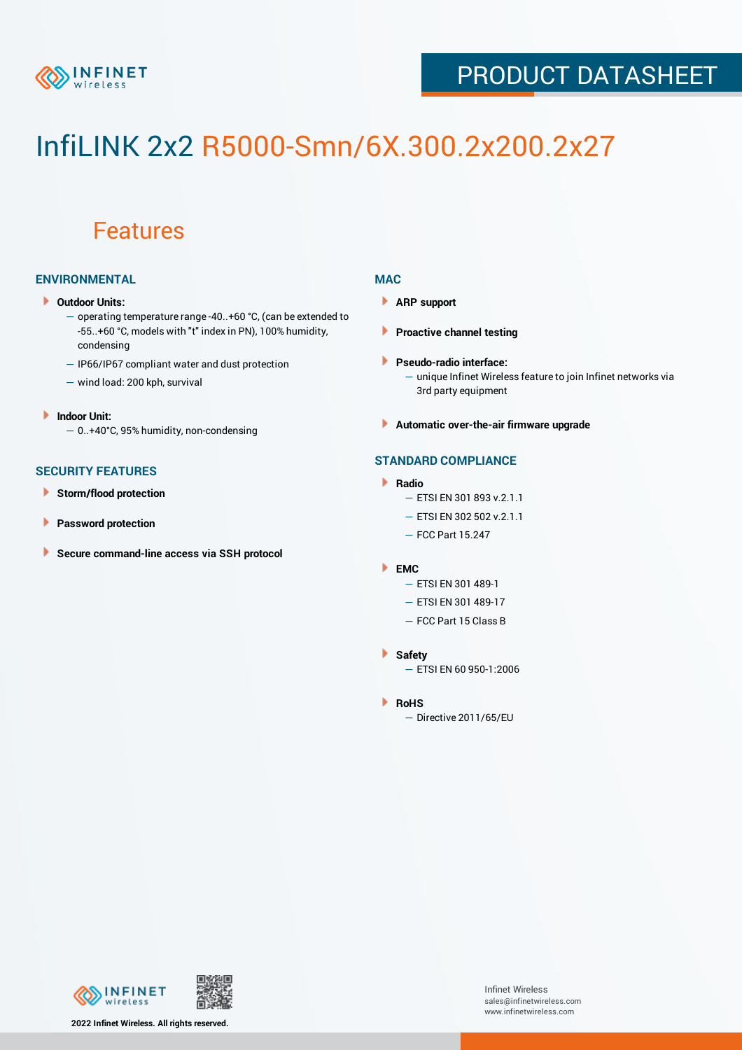# InfiLINK 2x2 R5000-Smn/6X.300.2x200.2x27

## Features

### ENVIRONMENTAL

- **Outdoor Units:**
  - operating temperature range -40..+60 °C, (can be extended to -55..+60 °C, models with "t" index in PN), 100% humidity, condensing
  - IP66/IP67 compliant water and dust protection
  - wind load: 200 kph, survival
- **Indoor Unit:**
  - 0..+40°C, 95% humidity, non-condensing

### SECURITY FEATURES

- **Storm/flood protection**
- **Password protection**
- **Secure command-line access via SSH protocol**

### MAC

- **ARP support**
- **Proactive channel testing**
- **Pseudo-radio interface:**
  - unique Infinet Wireless feature to join Infinet networks via 3rd party equipment
- **Automatic over-the-air firmware upgrade**

### STANDARD COMPLIANCE

- **Radio**
  - ETSI EN 301 893 v.2.1.1
  - ETSI EN 302 502 v.2.1.1
  - FCC Part 15.247
- **EMC**
  - ETSI EN 301 489-1
  - ETSI EN 301 489-17
  - FCC Part 15 Class B
- **Safety**
  - ETSI EN 60 950-1:2006
- **RoHS**
  - Directive 2011/65/EU

2022 Infinet Wireless. All rights reserved.

Infinet Wireless
sales@infinetwireless.com
www.infinetwireless.com